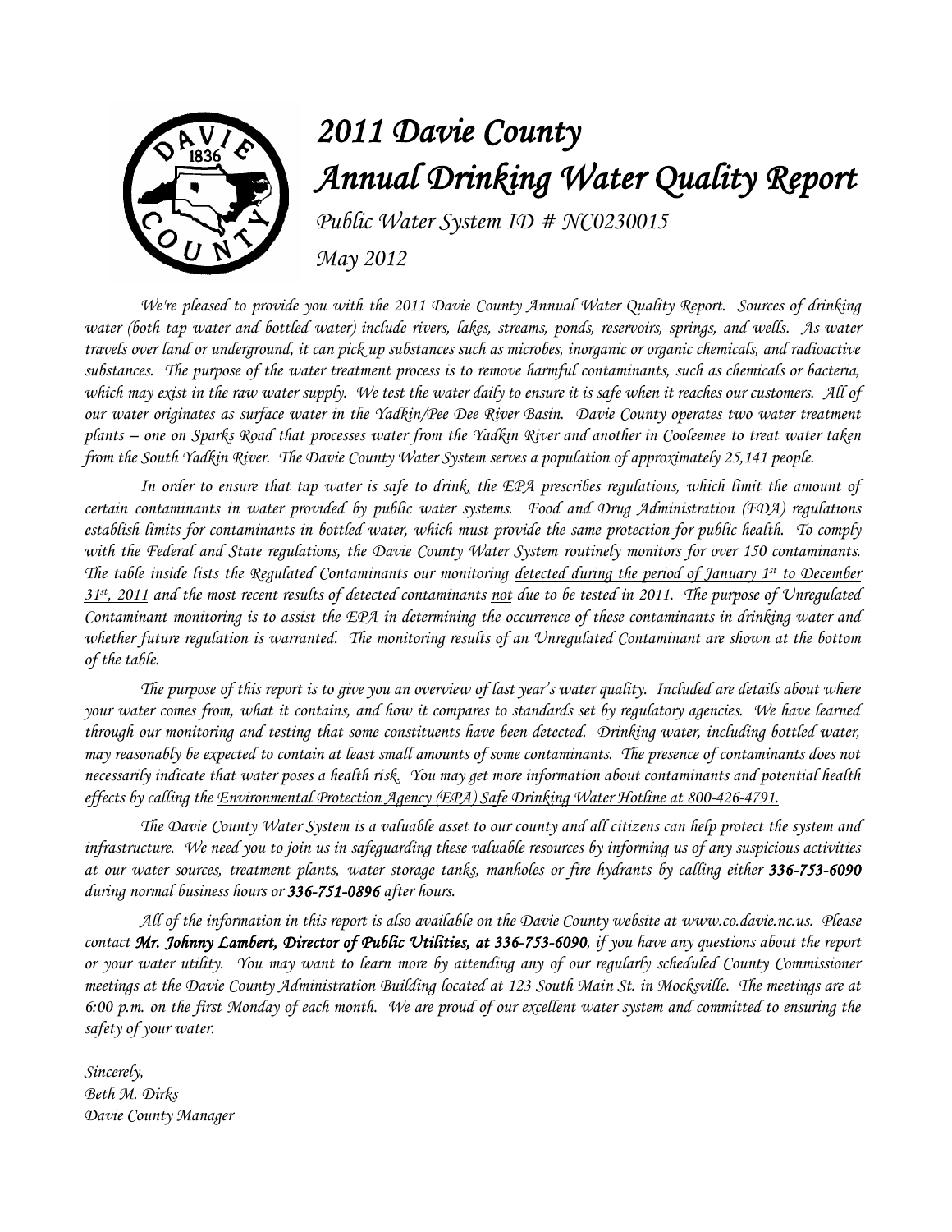# 2011 Davie County Annual Drinking Water Quality Report

*Public Water System ID # NC0230015*

*May 2012*

*We're pleased to provide you with the 2011 Davie County Annual Water Quality Report. Sources of drinking water (both tap water and bottled water) include rivers, lakes, streams, ponds, reservoirs, springs, and wells. As water travels over land or underground, it can pick up substances such as microbes, inorganic or organic chemicals, and radioactive substances. The purpose of the water treatment process is to remove harmful contaminants, such as chemicals or bacteria, which may exist in the raw water supply. We test the water daily to ensure it is safe when it reaches our customers. All of our water originates as surface water in the Yadkin/Pee Dee River Basin. Davie County operates two water treatment plants – one on Sparks Road that processes water from the Yadkin River and another in Cooleemee to treat water taken from the South Yadkin River. The Davie County Water System serves a population of approximately 25,141 people.*

*In order to ensure that tap water is safe to drink, the EPA prescribes regulations, which limit the amount of certain contaminants in water provided by public water systems. Food and Drug Administration (FDA) regulations establish limits for contaminants in bottled water, which must provide the same protection for public health. To comply with the Federal and State regulations, the Davie County Water System routinely monitors for over 150 contaminants. The table inside lists the Regulated Contaminants our monitoring detected during the period of January 1st to December 31st, 2011 and the most recent results of detected contaminants not due to be tested in 2011. The purpose of Unregulated Contaminant monitoring is to assist the EPA in determining the occurrence of these contaminants in drinking water and whether future regulation is warranted. The monitoring results of an Unregulated Contaminant are shown at the bottom of the table.*

*The purpose of this report is to give you an overview of last year's water quality. Included are details about where your water comes from, what it contains, and how it compares to standards set by regulatory agencies. We have learned through our monitoring and testing that some constituents have been detected. Drinking water, including bottled water, may reasonably be expected to contain at least small amounts of some contaminants. The presence of contaminants does not necessarily indicate that water poses a health risk. You may get more information about contaminants and potential health effects by calling the Environmental Protection Agency (EPA) Safe Drinking Water Hotline at 800-426-4791.*

*The Davie County Water System is a valuable asset to our county and all citizens can help protect the system and infrastructure. We need you to join us in safeguarding these valuable resources by informing us of any suspicious activities at our water sources, treatment plants, water storage tanks, manholes or fire hydrants by calling either* ***336-753-6090*** *during normal business hours or* ***336-751-0896*** *after hours.*

*All of the information in this report is also available on the Davie County website at www.co.davie.nc.us. Please contact* ***Mr. Johnny Lambert, Director of Public Utilities, at 336-753-6090****, if you have any questions about the report or your water utility. You may want to learn more by attending any of our regularly scheduled County Commissioner meetings at the Davie County Administration Building located at 123 South Main St. in Mocksville. The meetings are at 6:00 p.m. on the first Monday of each month. We are proud of our excellent water system and committed to ensuring the safety of your water.*

*Sincerely,*
*Beth M. Dirks*
*Davie County Manager*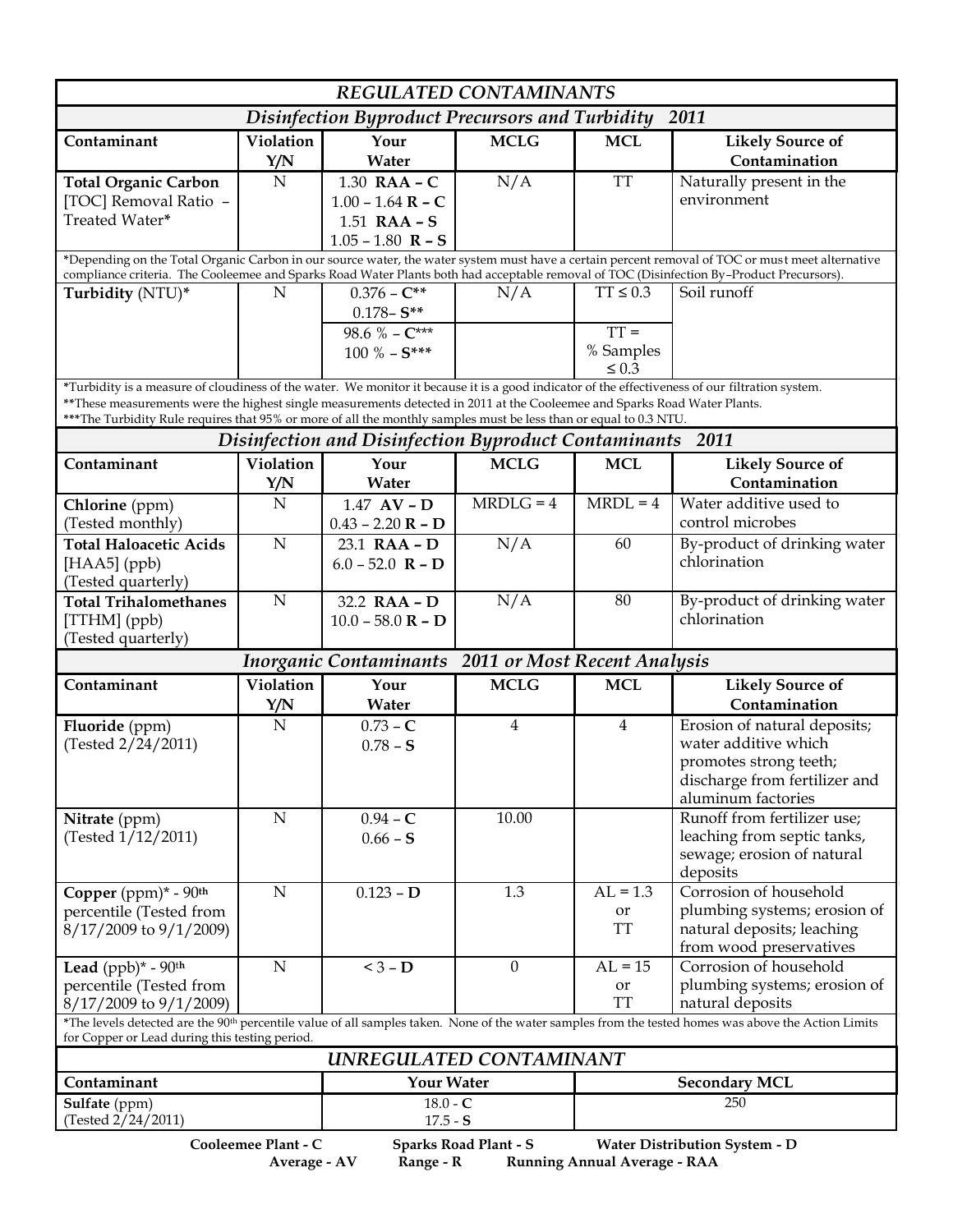# REGULATED CONTAMINANTS

## Disinfection Byproduct Precursors and Turbidity 2011

| Contaminant | Violation Y/N | Your Water | MCLG | MCL | Likely Source of Contamination |
|---|---|---|---|---|---|
| **Total Organic Carbon** [TOC] Removal Ratio – Treated Water* | N | 1.30 **RAA – C**<br>1.00 – 1.64 **R – C**<br>1.51 **RAA – S**<br>1.05 – 1.80 **R – S** | N/A | TT | Naturally present in the environment |

*Depending on the Total Organic Carbon in our source water, the water system must have a certain percent removal of TOC or must meet alternative compliance criteria. The Cooleemee and Sparks Road Water Plants both had acceptable removal of TOC (Disinfection By–Product Precursors).

| Contaminant | Violation Y/N | Your Water | MCLG | MCL | Likely Source of Contamination |
|---|---|---|---|---|---|
| **Turbidity** (NTU)* | N | 0.376 – **C****<br>0.178– **S**** | N/A | TT ≤ 0.3 | Soil runoff |
| | | 98.6 % – **C*****<br>100 % – **S***** | | TT = % Samples ≤ 0.3 | |

*Turbidity is a measure of cloudiness of the water. We monitor it because it is a good indicator of the effectiveness of our filtration system.
**These measurements were the highest single measurements detected in 2011 at the Cooleemee and Sparks Road Water Plants.
***The Turbidity Rule requires that 95% or more of all the monthly samples must be less than or equal to 0.3 NTU.

## Disinfection and Disinfection Byproduct Contaminants 2011

| Contaminant | Violation Y/N | Your Water | MCLG | MCL | Likely Source of Contamination |
|---|---|---|---|---|---|
| **Chlorine** (ppm) (Tested monthly) | N | 1.47 **AV – D**<br>0.43 – 2.20 **R – D** | MRDLG = 4 | MRDL = 4 | Water additive used to control microbes |
| **Total Haloacetic Acids** [HAA5] (ppb) (Tested quarterly) | N | 23.1 **RAA – D**<br>6.0 – 52.0 **R – D** | N/A | 60 | By-product of drinking water chlorination |
| **Total Trihalomethanes** [TTHM] (ppb) (Tested quarterly) | N | 32.2 **RAA – D**<br>10.0 – 58.0 **R – D** | N/A | 80 | By-product of drinking water chlorination |

## Inorganic Contaminants 2011 or Most Recent Analysis

| Contaminant | Violation Y/N | Your Water | MCLG | MCL | Likely Source of Contamination |
|---|---|---|---|---|---|
| **Fluoride** (ppm) (Tested 2/24/2011) | N | 0.73 – **C**<br>0.78 – **S** | 4 | 4 | Erosion of natural deposits; water additive which promotes strong teeth; discharge from fertilizer and aluminum factories |
| **Nitrate** (ppm) (Tested 1/12/2011) | N | 0.94 – **C**<br>0.66 – **S** | 10.00 | | Runoff from fertilizer use; leaching from septic tanks, sewage; erosion of natural deposits |
| **Copper** (ppm)* - 90th percentile (Tested from 8/17/2009 to 9/1/2009) | N | 0.123 – **D** | 1.3 | AL = 1.3 or TT | Corrosion of household plumbing systems; erosion of natural deposits; leaching from wood preservatives |
| **Lead** (ppb)* - 90th percentile (Tested from 8/17/2009 to 9/1/2009) | N | < 3 – **D** | 0 | AL = 15 or TT | Corrosion of household plumbing systems; erosion of natural deposits |

*The levels detected are the 90th percentile value of all samples taken. None of the water samples from the tested homes was above the Action Limits for Copper or Lead during this testing period.

# UNREGULATED CONTAMINANT

| Contaminant | Your Water | Secondary MCL |
|---|---|---|
| **Sulfate** (ppm) (Tested 2/24/2011) | 18.0 - **C**<br>17.5 - **S** | 250 |

**Cooleemee Plant - C** **Sparks Road Plant - S** **Water Distribution System - D**
**Average - AV** **Range - R** **Running Annual Average - RAA**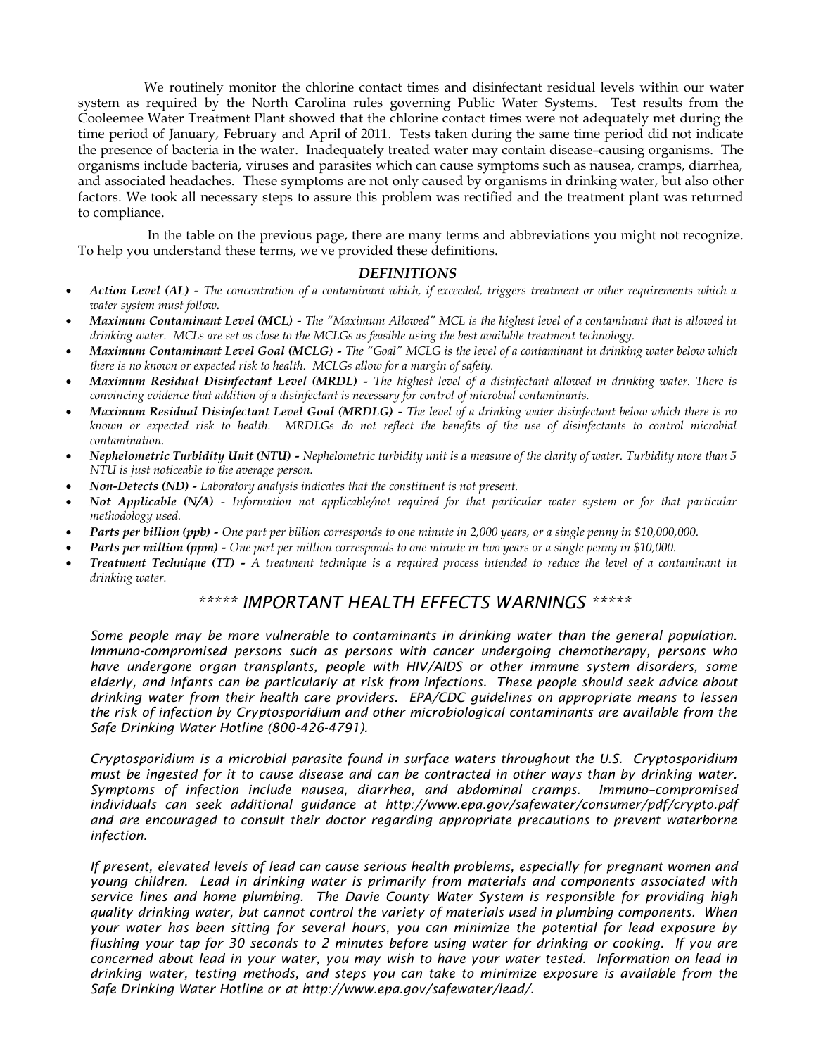We routinely monitor the chlorine contact times and disinfectant residual levels within our water system as required by the North Carolina rules governing Public Water Systems. Test results from the Cooleemee Water Treatment Plant showed that the chlorine contact times were not adequately met during the time period of January, February and April of 2011. Tests taken during the same time period did not indicate the presence of bacteria in the water. Inadequately treated water may contain disease–causing organisms. The organisms include bacteria, viruses and parasites which can cause symptoms such as nausea, cramps, diarrhea, and associated headaches. These symptoms are not only caused by organisms in drinking water, but also other factors. We took all necessary steps to assure this problem was rectified and the treatment plant was returned to compliance.

In the table on the previous page, there are many terms and abbreviations you might not recognize. To help you understand these terms, we've provided these definitions.

### *DEFINITIONS*

- ***Action Level (AL) -*** *The concentration of a contaminant which, if exceeded, triggers treatment or other requirements which a water system must follow.*
- ***Maximum Contaminant Level (MCL) -*** *The "Maximum Allowed" MCL is the highest level of a contaminant that is allowed in drinking water. MCLs are set as close to the MCLGs as feasible using the best available treatment technology.*
- ***Maximum Contaminant Level Goal (MCLG) -*** *The "Goal" MCLG is the level of a contaminant in drinking water below which there is no known or expected risk to health. MCLGs allow for a margin of safety.*
- ***Maximum Residual Disinfectant Level (MRDL) -*** *The highest level of a disinfectant allowed in drinking water. There is convincing evidence that addition of a disinfectant is necessary for control of microbial contaminants.*
- ***Maximum Residual Disinfectant Level Goal (MRDLG) -*** *The level of a drinking water disinfectant below which there is no known or expected risk to health. MRDLGs do not reflect the benefits of the use of disinfectants to control microbial contamination.*
- ***Nephelometric Turbidity Unit (NTU) -*** *Nephelometric turbidity unit is a measure of the clarity of water. Turbidity more than 5 NTU is just noticeable to the average person.*
- ***Non-Detects (ND) -*** *Laboratory analysis indicates that the constituent is not present.*
- ***Not Applicable (N/A)*** *- Information not applicable/not required for that particular water system or for that particular methodology used.*
- ***Parts per billion (ppb) -*** *One part per billion corresponds to one minute in 2,000 years, or a single penny in $10,000,000.*
- ***Parts per million (ppm) -*** *One part per million corresponds to one minute in two years or a single penny in $10,000.*
- ***Treatment Technique (TT) -*** *A treatment technique is a required process intended to reduce the level of a contaminant in drinking water.*

## *\*\*\*\*\* IMPORTANT HEALTH EFFECTS WARNINGS \*\*\*\*\**

*Some people may be more vulnerable to contaminants in drinking water than the general population. Immuno-compromised persons such as persons with cancer undergoing chemotherapy, persons who have undergone organ transplants, people with HIV/AIDS or other immune system disorders, some elderly, and infants can be particularly at risk from infections. These people should seek advice about drinking water from their health care providers. EPA/CDC guidelines on appropriate means to lessen the risk of infection by Cryptosporidium and other microbiological contaminants are available from the Safe Drinking Water Hotline (800-426-4791).*

*Cryptosporidium is a microbial parasite found in surface waters throughout the U.S. Cryptosporidium must be ingested for it to cause disease and can be contracted in other ways than by drinking water. Symptoms of infection include nausea, diarrhea, and abdominal cramps. Immuno–compromised individuals can seek additional guidance at http://www.epa.gov/safewater/consumer/pdf/crypto.pdf and are encouraged to consult their doctor regarding appropriate precautions to prevent waterborne infection.*

*If present, elevated levels of lead can cause serious health problems, especially for pregnant women and young children. Lead in drinking water is primarily from materials and components associated with service lines and home plumbing. The Davie County Water System is responsible for providing high quality drinking water, but cannot control the variety of materials used in plumbing components. When your water has been sitting for several hours, you can minimize the potential for lead exposure by flushing your tap for 30 seconds to 2 minutes before using water for drinking or cooking. If you are concerned about lead in your water, you may wish to have your water tested. Information on lead in drinking water, testing methods, and steps you can take to minimize exposure is available from the Safe Drinking Water Hotline or at http://www.epa.gov/safewater/lead/.*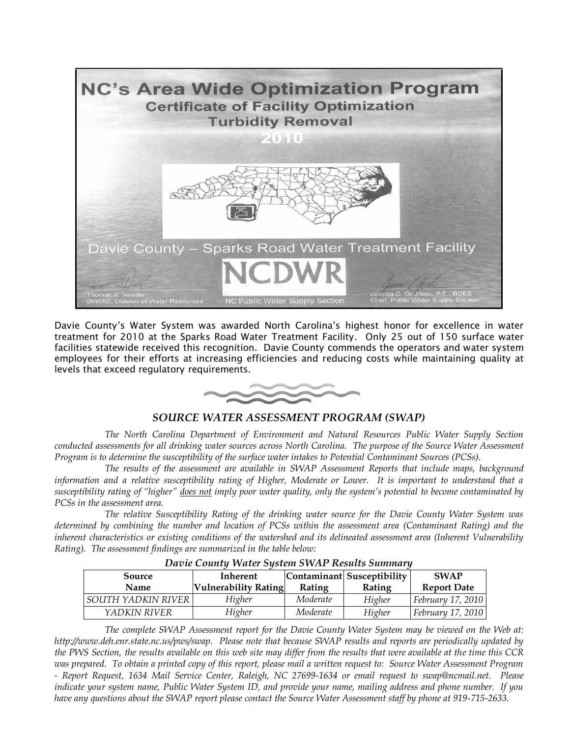NC's Area Wide Optimization Program

Certificate of Facility Optimization

Turbidity Removal

2010

Davie County – Sparks Road Water Treatment Facility

NCDWR

Thomas A. Reeder
Director, Division of Water Resources

NC Public Water Supply Section

Jessica C. Godreau, P.E., BCEE
Chief, Public Water Supply Section

Davie County's Water System was awarded North Carolina's highest honor for excellence in water treatment for 2010 at the Sparks Road Water Treatment Facility. Only 25 out of 150 surface water facilities statewide received this recognition. Davie County commends the operators and water system employees for their efforts at increasing efficiencies and reducing costs while maintaining quality at levels that exceed regulatory requirements.

## *SOURCE WATER ASSESSMENT PROGRAM (SWAP)*

*The North Carolina Department of Environment and Natural Resources Public Water Supply Section conducted assessments for all drinking water sources across North Carolina. The purpose of the Source Water Assessment Program is to determine the susceptibility of the surface water intakes to Potential Contaminant Sources (PCSs).*

*The results of the assessment are available in SWAP Assessment Reports that include maps, background information and a relative susceptibility rating of Higher, Moderate or Lower. It is important to understand that a susceptibility rating of "higher" does not imply poor water quality, only the system's potential to become contaminated by PCSs in the assessment area.*

*The relative Susceptibility Rating of the drinking water source for the Davie County Water System was determined by combining the number and location of PCSs within the assessment area (Contaminant Rating) and the inherent characteristics or existing conditions of the watershed and its delineated assessment area (Inherent Vulnerability Rating). The assessment findings are summarized in the table below:*

***Davie County Water System SWAP Results Summary***

| Source Name | Inherent Vulnerability Rating | Contaminant Rating | Susceptibility Rating | SWAP Report Date |
|---|---|---|---|---|
| *SOUTH YADKIN RIVER* | *Higher* | *Moderate* | *Higher* | *February 17, 2010* |
| *YADKIN RIVER* | *Higher* | *Moderate* | *Higher* | *February 17, 2010* |

*The complete SWAP Assessment report for the Davie County Water System may be viewed on the Web at: http://www.deh.enr.state.nc.us/pws/swap. Please note that because SWAP results and reports are periodically updated by the PWS Section, the results available on this web site may differ from the results that were available at the time this CCR was prepared. To obtain a printed copy of this report, please mail a written request to: Source Water Assessment Program - Report Request, 1634 Mail Service Center, Raleigh, NC 27699-1634 or email request to swap@ncmail.net. Please indicate your system name, Public Water System ID, and provide your name, mailing address and phone number. If you have any questions about the SWAP report please contact the Source Water Assessment staff by phone at 919-715-2633.*